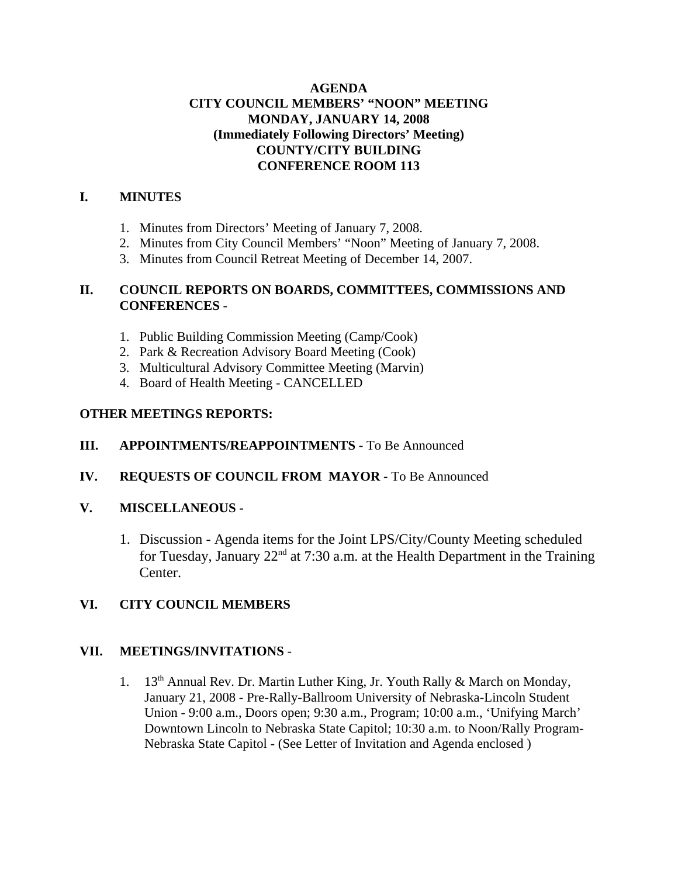# AGENDA
## CITY COUNCIL MEMBERS' "NOON" MEETING
## MONDAY, JANUARY 14, 2008
## (Immediately Following Directors' Meeting)
## COUNTY/CITY BUILDING
## CONFERENCE ROOM 113

## I. MINUTES

1. Minutes from Directors' Meeting of January 7, 2008.
2. Minutes from City Council Members' "Noon" Meeting of January 7, 2008.
3. Minutes from Council Retreat Meeting of December 14, 2007.

## II. COUNCIL REPORTS ON BOARDS, COMMITTEES, COMMISSIONS AND CONFERENCES -

1. Public Building Commission Meeting (Camp/Cook)
2. Park & Recreation Advisory Board Meeting (Cook)
3. Multicultural Advisory Committee Meeting (Marvin)
4. Board of Health Meeting - CANCELLED

**OTHER MEETINGS REPORTS:**

## III. APPOINTMENTS/REAPPOINTMENTS - To Be Announced

## IV. REQUESTS OF COUNCIL FROM MAYOR - To Be Announced

## V. MISCELLANEOUS -

1. Discussion - Agenda items for the Joint LPS/City/County Meeting scheduled for Tuesday, January 22nd at 7:30 a.m. at the Health Department in the Training Center.

## VI. CITY COUNCIL MEMBERS

## VII. MEETINGS/INVITATIONS -

1. 13th Annual Rev. Dr. Martin Luther King, Jr. Youth Rally & March on Monday, January 21, 2008 - Pre-Rally-Ballroom University of Nebraska-Lincoln Student Union - 9:00 a.m., Doors open; 9:30 a.m., Program; 10:00 a.m., 'Unifying March' Downtown Lincoln to Nebraska State Capitol; 10:30 a.m. to Noon/Rally Program-Nebraska State Capitol - (See Letter of Invitation and Agenda enclosed )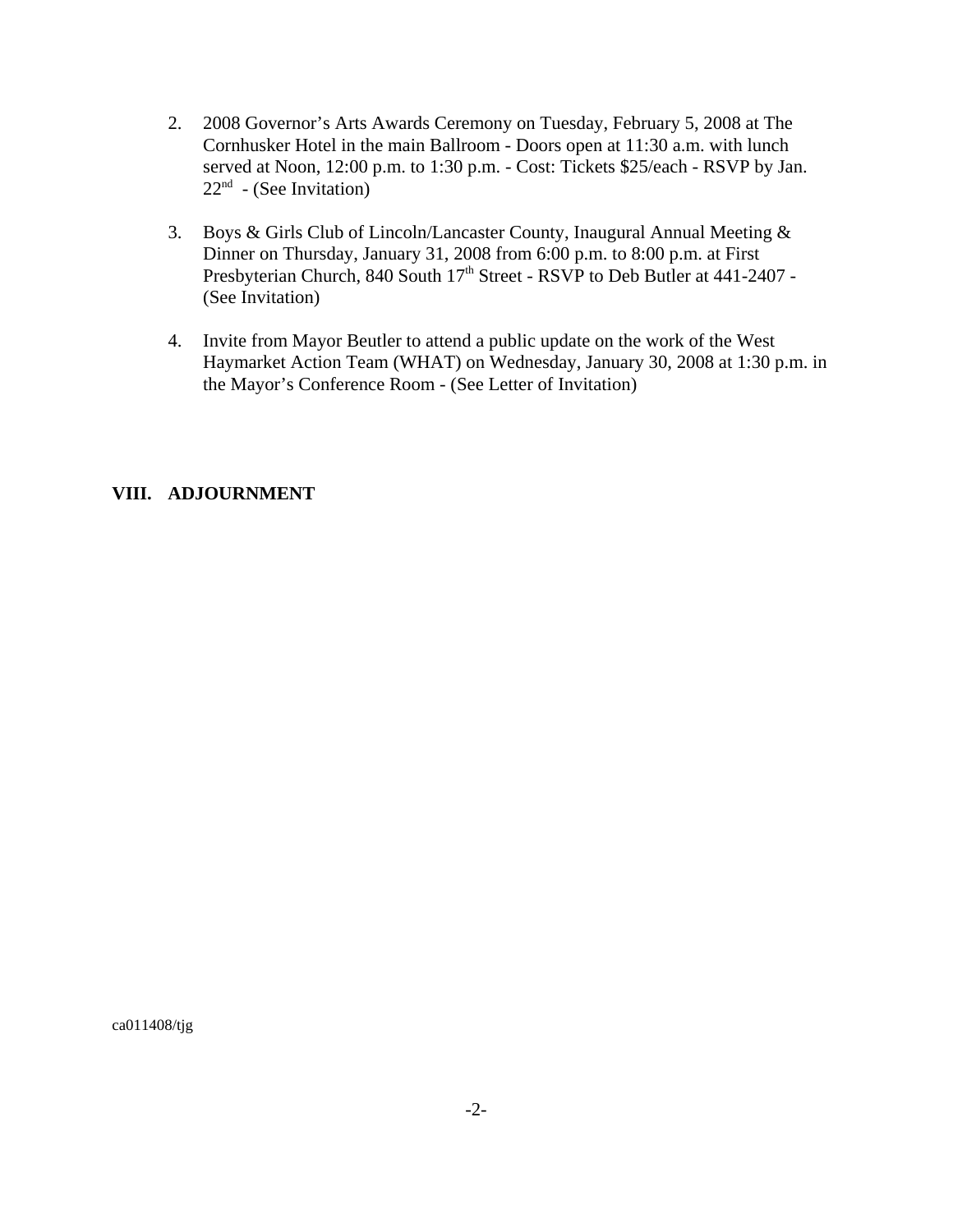2. 2008 Governor's Arts Awards Ceremony on Tuesday, February 5, 2008 at The Cornhusker Hotel in the main Ballroom - Doors open at 11:30 a.m. with lunch served at Noon, 12:00 p.m. to 1:30 p.m. - Cost: Tickets $25/each - RSVP by Jan. 22nd - (See Invitation)

3. Boys & Girls Club of Lincoln/Lancaster County, Inaugural Annual Meeting & Dinner on Thursday, January 31, 2008 from 6:00 p.m. to 8:00 p.m. at First Presbyterian Church, 840 South 17th Street - RSVP to Deb Butler at 441-2407 - (See Invitation)

4. Invite from Mayor Beutler to attend a public update on the work of the West Haymarket Action Team (WHAT) on Wednesday, January 30, 2008 at 1:30 p.m. in the Mayor's Conference Room - (See Letter of Invitation)

## VIII. ADJOURNMENT

ca011408/tjg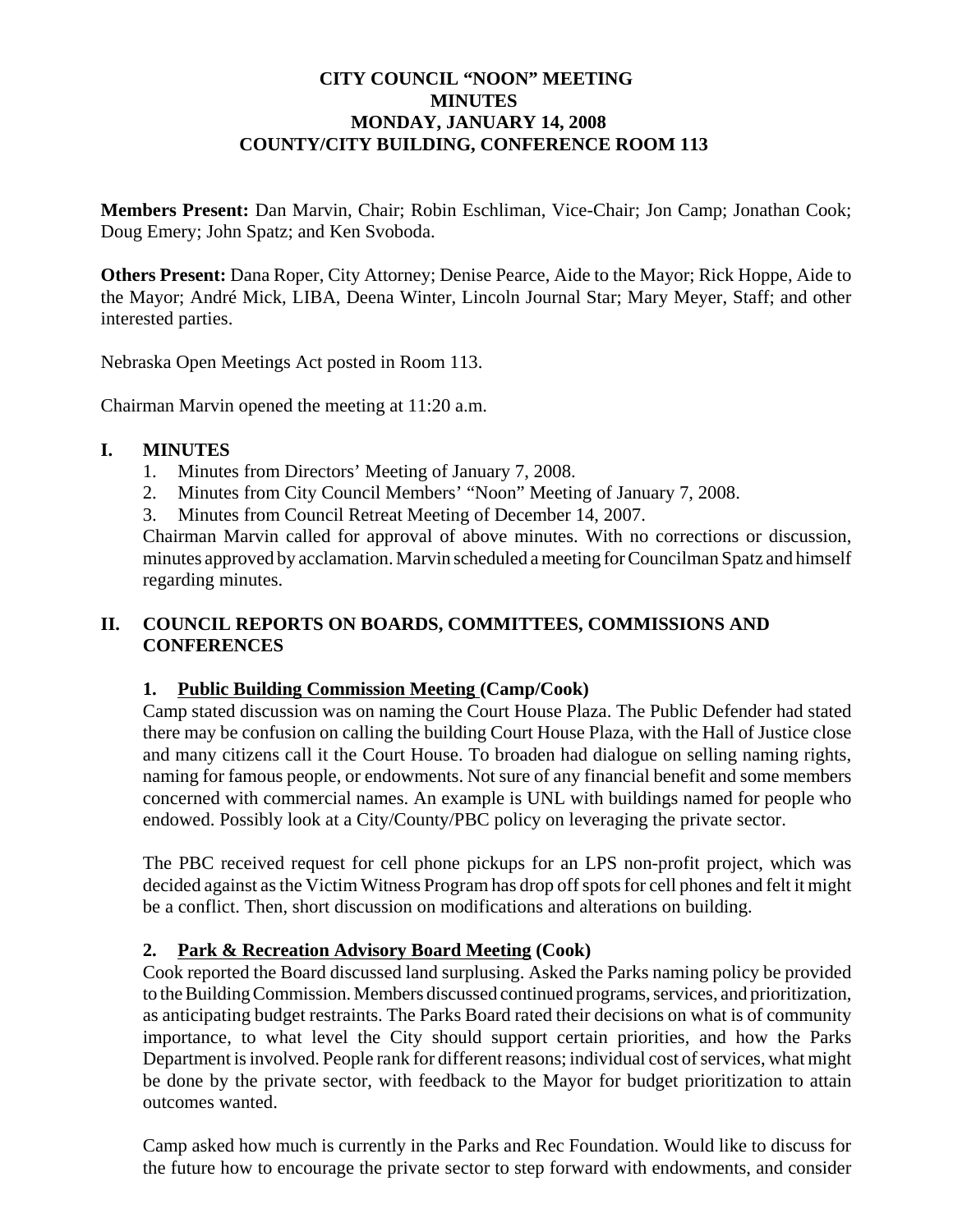**CITY COUNCIL "NOON" MEETING**
**MINUTES**
**MONDAY, JANUARY 14, 2008**
**COUNTY/CITY BUILDING, CONFERENCE ROOM 113**

**Members Present:** Dan Marvin, Chair; Robin Eschliman, Vice-Chair; Jon Camp; Jonathan Cook; Doug Emery; John Spatz; and Ken Svoboda.

**Others Present:** Dana Roper, City Attorney; Denise Pearce, Aide to the Mayor; Rick Hoppe, Aide to the Mayor; André Mick, LIBA, Deena Winter, Lincoln Journal Star; Mary Meyer, Staff; and other interested parties.

Nebraska Open Meetings Act posted in Room 113.

Chairman Marvin opened the meeting at 11:20 a.m.

## I. MINUTES

1. Minutes from Directors' Meeting of January 7, 2008.
2. Minutes from City Council Members' "Noon" Meeting of January 7, 2008.
3. Minutes from Council Retreat Meeting of December 14, 2007.

Chairman Marvin called for approval of above minutes. With no corrections or discussion, minutes approved by acclamation. Marvin scheduled a meeting for Councilman Spatz and himself regarding minutes.

## II. COUNCIL REPORTS ON BOARDS, COMMITTEES, COMMISSIONS AND CONFERENCES

### 1. Public Building Commission Meeting (Camp/Cook)

Camp stated discussion was on naming the Court House Plaza. The Public Defender had stated there may be confusion on calling the building Court House Plaza, with the Hall of Justice close and many citizens call it the Court House. To broaden had dialogue on selling naming rights, naming for famous people, or endowments. Not sure of any financial benefit and some members concerned with commercial names. An example is UNL with buildings named for people who endowed. Possibly look at a City/County/PBC policy on leveraging the private sector.

The PBC received request for cell phone pickups for an LPS non-profit project, which was decided against as the Victim Witness Program has drop off spots for cell phones and felt it might be a conflict. Then, short discussion on modifications and alterations on building.

### 2. Park & Recreation Advisory Board Meeting (Cook)

Cook reported the Board discussed land surplusing. Asked the Parks naming policy be provided to the Building Commission. Members discussed continued programs, services, and prioritization, as anticipating budget restraints. The Parks Board rated their decisions on what is of community importance, to what level the City should support certain priorities, and how the Parks Department is involved. People rank for different reasons; individual cost of services, what might be done by the private sector, with feedback to the Mayor for budget prioritization to attain outcomes wanted.

Camp asked how much is currently in the Parks and Rec Foundation. Would like to discuss for the future how to encourage the private sector to step forward with endowments, and consider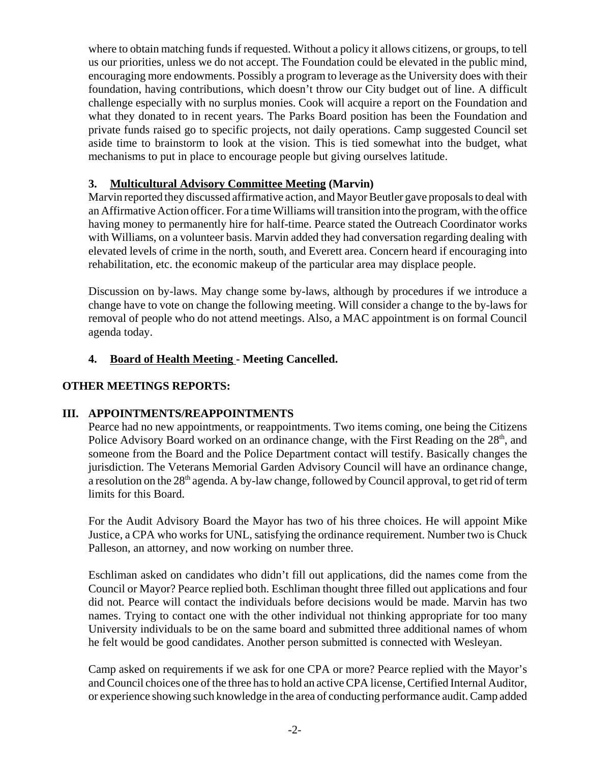where to obtain matching funds if requested. Without a policy it allows citizens, or groups, to tell us our priorities, unless we do not accept. The Foundation could be elevated in the public mind, encouraging more endowments. Possibly a program to leverage as the University does with their foundation, having contributions, which doesn't throw our City budget out of line. A difficult challenge especially with no surplus monies. Cook will acquire a report on the Foundation and what they donated to in recent years. The Parks Board position has been the Foundation and private funds raised go to specific projects, not daily operations. Camp suggested Council set aside time to brainstorm to look at the vision. This is tied somewhat into the budget, what mechanisms to put in place to encourage people but giving ourselves latitude.

**3. Multicultural Advisory Committee Meeting (Marvin)**

Marvin reported they discussed affirmative action, and Mayor Beutler gave proposals to deal with an Affirmative Action officer. For a time Williams will transition into the program, with the office having money to permanently hire for half-time. Pearce stated the Outreach Coordinator works with Williams, on a volunteer basis. Marvin added they had conversation regarding dealing with elevated levels of crime in the north, south, and Everett area. Concern heard if encouraging into rehabilitation, etc. the economic makeup of the particular area may displace people.

Discussion on by-laws. May change some by-laws, although by procedures if we introduce a change have to vote on change the following meeting. Will consider a change to the by-laws for removal of people who do not attend meetings. Also, a MAC appointment is on formal Council agenda today.

**4. Board of Health Meeting - Meeting Cancelled.**

**OTHER MEETINGS REPORTS:**

**III. APPOINTMENTS/REAPPOINTMENTS**

Pearce had no new appointments, or reappointments. Two items coming, one being the Citizens Police Advisory Board worked on an ordinance change, with the First Reading on the 28th, and someone from the Board and the Police Department contact will testify. Basically changes the jurisdiction. The Veterans Memorial Garden Advisory Council will have an ordinance change, a resolution on the 28th agenda. A by-law change, followed by Council approval, to get rid of term limits for this Board.

For the Audit Advisory Board the Mayor has two of his three choices. He will appoint Mike Justice, a CPA who works for UNL, satisfying the ordinance requirement. Number two is Chuck Palleson, an attorney, and now working on number three.

Eschliman asked on candidates who didn't fill out applications, did the names come from the Council or Mayor? Pearce replied both. Eschliman thought three filled out applications and four did not. Pearce will contact the individuals before decisions would be made. Marvin has two names. Trying to contact one with the other individual not thinking appropriate for too many University individuals to be on the same board and submitted three additional names of whom he felt would be good candidates. Another person submitted is connected with Wesleyan.

Camp asked on requirements if we ask for one CPA or more? Pearce replied with the Mayor's and Council choices one of the three has to hold an active CPA license, Certified Internal Auditor, or experience showing such knowledge in the area of conducting performance audit. Camp added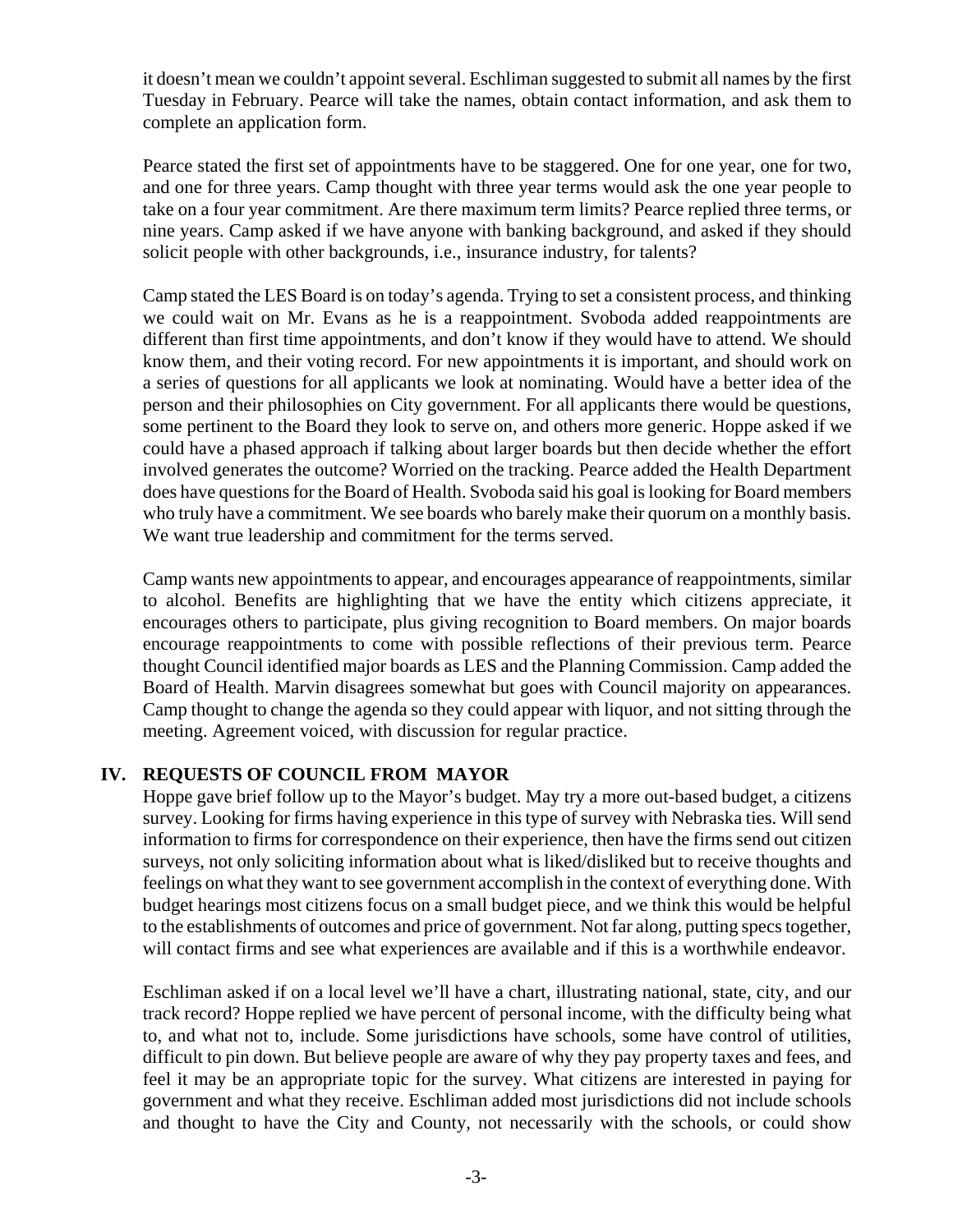it doesn't mean we couldn't appoint several. Eschliman suggested to submit all names by the first Tuesday in February. Pearce will take the names, obtain contact information, and ask them to complete an application form.

Pearce stated the first set of appointments have to be staggered. One for one year, one for two, and one for three years. Camp thought with three year terms would ask the one year people to take on a four year commitment. Are there maximum term limits? Pearce replied three terms, or nine years. Camp asked if we have anyone with banking background, and asked if they should solicit people with other backgrounds, i.e., insurance industry, for talents?

Camp stated the LES Board is on today's agenda. Trying to set a consistent process, and thinking we could wait on Mr. Evans as he is a reappointment. Svoboda added reappointments are different than first time appointments, and don't know if they would have to attend. We should know them, and their voting record. For new appointments it is important, and should work on a series of questions for all applicants we look at nominating. Would have a better idea of the person and their philosophies on City government. For all applicants there would be questions, some pertinent to the Board they look to serve on, and others more generic. Hoppe asked if we could have a phased approach if talking about larger boards but then decide whether the effort involved generates the outcome? Worried on the tracking. Pearce added the Health Department does have questions for the Board of Health. Svoboda said his goal is looking for Board members who truly have a commitment. We see boards who barely make their quorum on a monthly basis. We want true leadership and commitment for the terms served.

Camp wants new appointments to appear, and encourages appearance of reappointments, similar to alcohol. Benefits are highlighting that we have the entity which citizens appreciate, it encourages others to participate, plus giving recognition to Board members. On major boards encourage reappointments to come with possible reflections of their previous term. Pearce thought Council identified major boards as LES and the Planning Commission. Camp added the Board of Health. Marvin disagrees somewhat but goes with Council majority on appearances. Camp thought to change the agenda so they could appear with liquor, and not sitting through the meeting. Agreement voiced, with discussion for regular practice.

## IV. REQUESTS OF COUNCIL FROM MAYOR

Hoppe gave brief follow up to the Mayor's budget. May try a more out-based budget, a citizens survey. Looking for firms having experience in this type of survey with Nebraska ties. Will send information to firms for correspondence on their experience, then have the firms send out citizen surveys, not only soliciting information about what is liked/disliked but to receive thoughts and feelings on what they want to see government accomplish in the context of everything done. With budget hearings most citizens focus on a small budget piece, and we think this would be helpful to the establishments of outcomes and price of government. Not far along, putting specs together, will contact firms and see what experiences are available and if this is a worthwhile endeavor.

Eschliman asked if on a local level we'll have a chart, illustrating national, state, city, and our track record? Hoppe replied we have percent of personal income, with the difficulty being what to, and what not to, include. Some jurisdictions have schools, some have control of utilities, difficult to pin down. But believe people are aware of why they pay property taxes and fees, and feel it may be an appropriate topic for the survey. What citizens are interested in paying for government and what they receive. Eschliman added most jurisdictions did not include schools and thought to have the City and County, not necessarily with the schools, or could show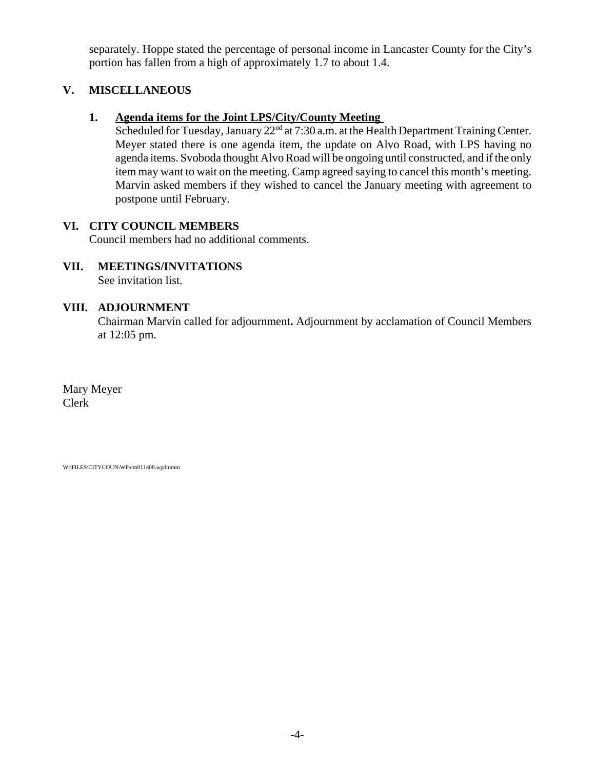separately. Hoppe stated the percentage of personal income in Lancaster County for the City's portion has fallen from a high of approximately 1.7 to about 1.4.

## V. MISCELLANEOUS

### 1. Agenda items for the Joint LPS/City/County Meeting

Scheduled for Tuesday, January 22nd at 7:30 a.m. at the Health Department Training Center. Meyer stated there is one agenda item, the update on Alvo Road, with LPS having no agenda items. Svoboda thought Alvo Road will be ongoing until constructed, and if the only item may want to wait on the meeting. Camp agreed saying to cancel this month's meeting. Marvin asked members if they wished to cancel the January meeting with agreement to postpone until February.

## VI. CITY COUNCIL MEMBERS

Council members had no additional comments.

## VII. MEETINGS/INVITATIONS

See invitation list.

## VIII. ADJOURNMENT

Chairman Marvin called for adjournment**.** Adjournment by acclamation of Council Members at 12:05 pm.

Mary Meyer
Clerk

W:\FILES\CITYCOUN\WP\cm011408.wpdmmm